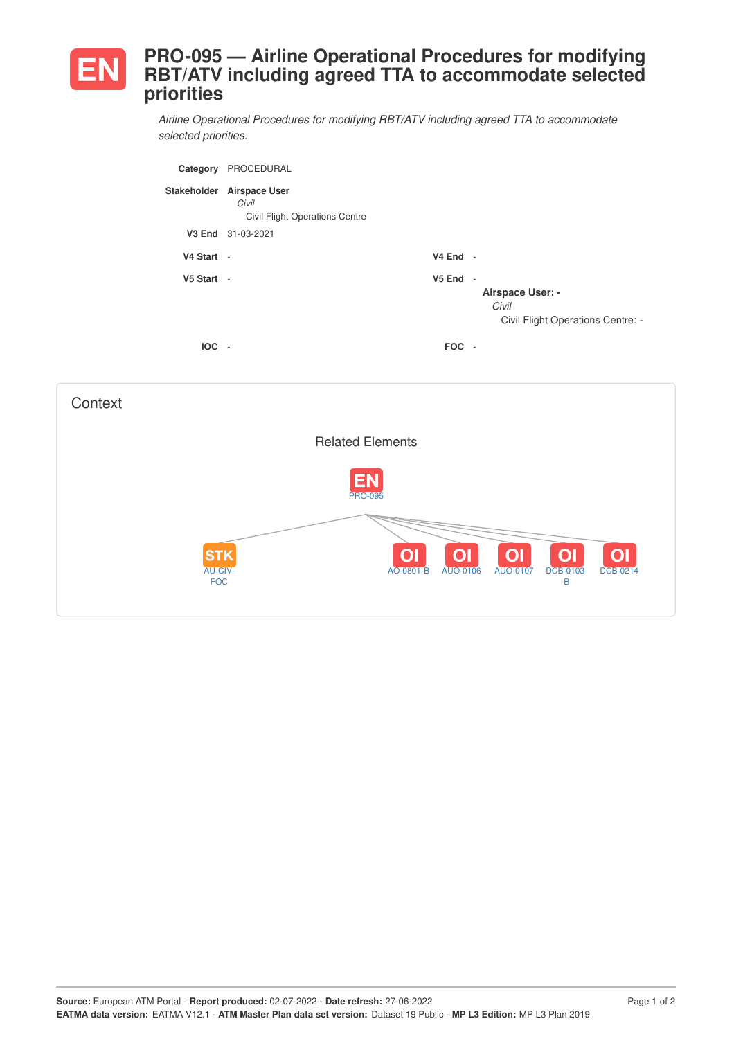# PRO-095 — Airline Operational Procedures for modifying RBT/ATV including agreed TTA to accommodate selected priorities

*Airline Operational Procedures for modifying RBT/ATV including agreed TTA to accommodate selected priorities.*

**Category** PROCEDURAL

**Stakeholder** **Airspace User**
*Civil*
Civil Flight Operations Centre

**V3 End** 31-03-2021

**V4 Start** -

**V4 End** -

**V5 Start** -

**V5 End** -

**Airspace User: -**
*Civil*
Civil Flight Operations Centre: -

**IOC** -

**FOC** -

## Context

### Related Elements

EN PRO-095

STK AU-CIV-FOC

OI AO-0801-B

OI AUO-0106

OI AUO-0107

OI DCB-0103-B

OI DCB-0214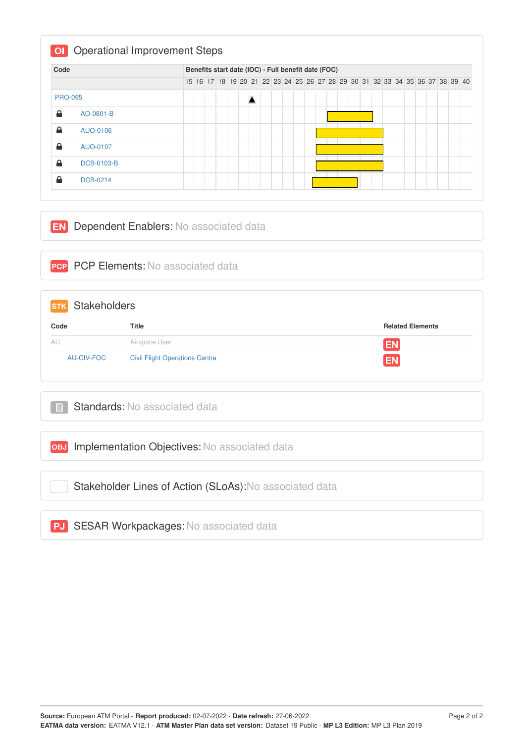## OI Operational Improvement Steps

Code

Benefits start date (IOC) - Full benefit date (FOC)

15 16 17 18 19 20 21 22 23 24 25 26 27 28 29 30 31 32 33 34 35 36 37 38 39 40

PRO-095

AO-0801-B

AUO-0106

AUO-0107

DCB-0103-B

DCB-0214

## EN Dependent Enablers: No associated data

## PCP PCP Elements: No associated data

## STK Stakeholders

| Code | Title | Related Elements |
|---|---|---|
| AU | Airspace User | EN |
| AU-CIV-FOC | Civil Flight Operations Centre | EN |

## Standards: No associated data

## OBJ Implementation Objectives: No associated data

## Stakeholder Lines of Action (SLoAs): No associated data

## PJ SESAR Workpackages: No associated data

**Source:** European ATM Portal - **Report produced:** 02-07-2022 - **Date refresh:** 27-06-2022
**EATMA data version:** EATMA V12.1 - **ATM Master Plan data set version:** Dataset 19 Public - **MP L3 Edition:** MP L3 Plan 2019